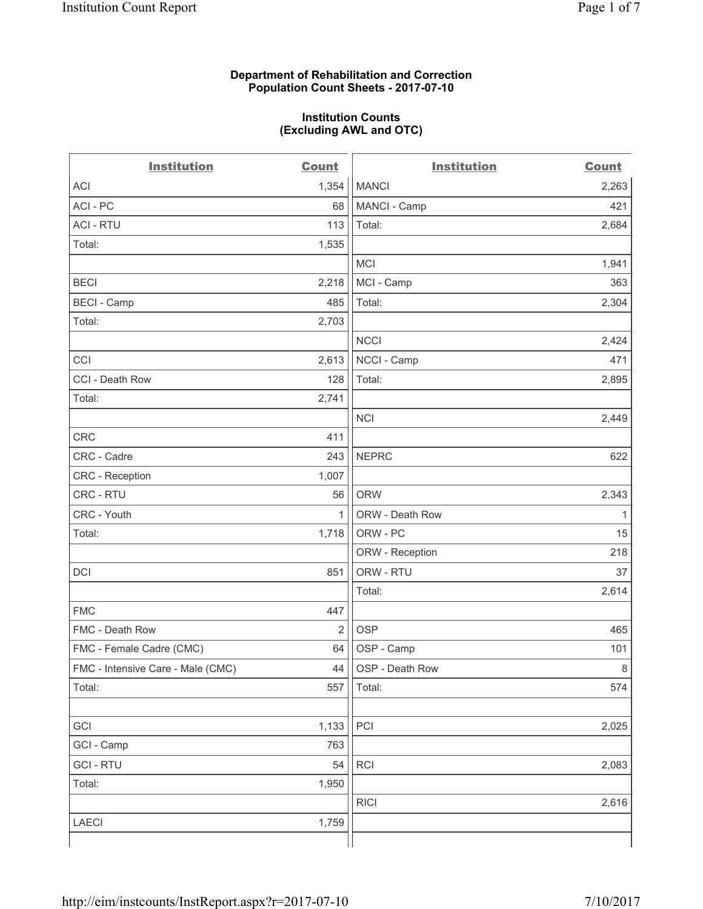**Department of Rehabilitation and Correction**
**Population Count Sheets - 2017-07-10**

**Institution Counts**
**(Excluding AWL and OTC)**

| Institution | Count | Institution | Count |
|---|---|---|---|
| ACI | 1,354 | MANCI | 2,263 |
| ACI - PC | 68 | MANCI - Camp | 421 |
| ACI - RTU | 113 | Total: | 2,684 |
| Total: | 1,535 | | |
| | | MCI | 1,941 |
| BECI | 2,218 | MCI - Camp | 363 |
| BECI - Camp | 485 | Total: | 2,304 |
| Total: | 2,703 | | |
| | | NCCI | 2,424 |
| CCI | 2,613 | NCCI - Camp | 471 |
| CCI - Death Row | 128 | Total: | 2,895 |
| Total: | 2,741 | | |
| | | NCI | 2,449 |
| CRC | 411 | | |
| CRC - Cadre | 243 | NEPRC | 622 |
| CRC - Reception | 1,007 | | |
| CRC - RTU | 56 | ORW | 2,343 |
| CRC - Youth | 1 | ORW - Death Row | 1 |
| Total: | 1,718 | ORW - PC | 15 |
| | | ORW - Reception | 218 |
| DCI | 851 | ORW - RTU | 37 |
| | | Total: | 2,614 |
| FMC | 447 | | |
| FMC - Death Row | 2 | OSP | 465 |
| FMC - Female Cadre (CMC) | 64 | OSP - Camp | 101 |
| FMC - Intensive Care - Male (CMC) | 44 | OSP - Death Row | 8 |
| Total: | 557 | Total: | 574 |
| | | | |
| GCI | 1,133 | PCI | 2,025 |
| GCI - Camp | 763 | | |
| GCI - RTU | 54 | RCI | 2,083 |
| Total: | 1,950 | | |
| | | RICI | 2,616 |
| LAECI | 1,759 | | |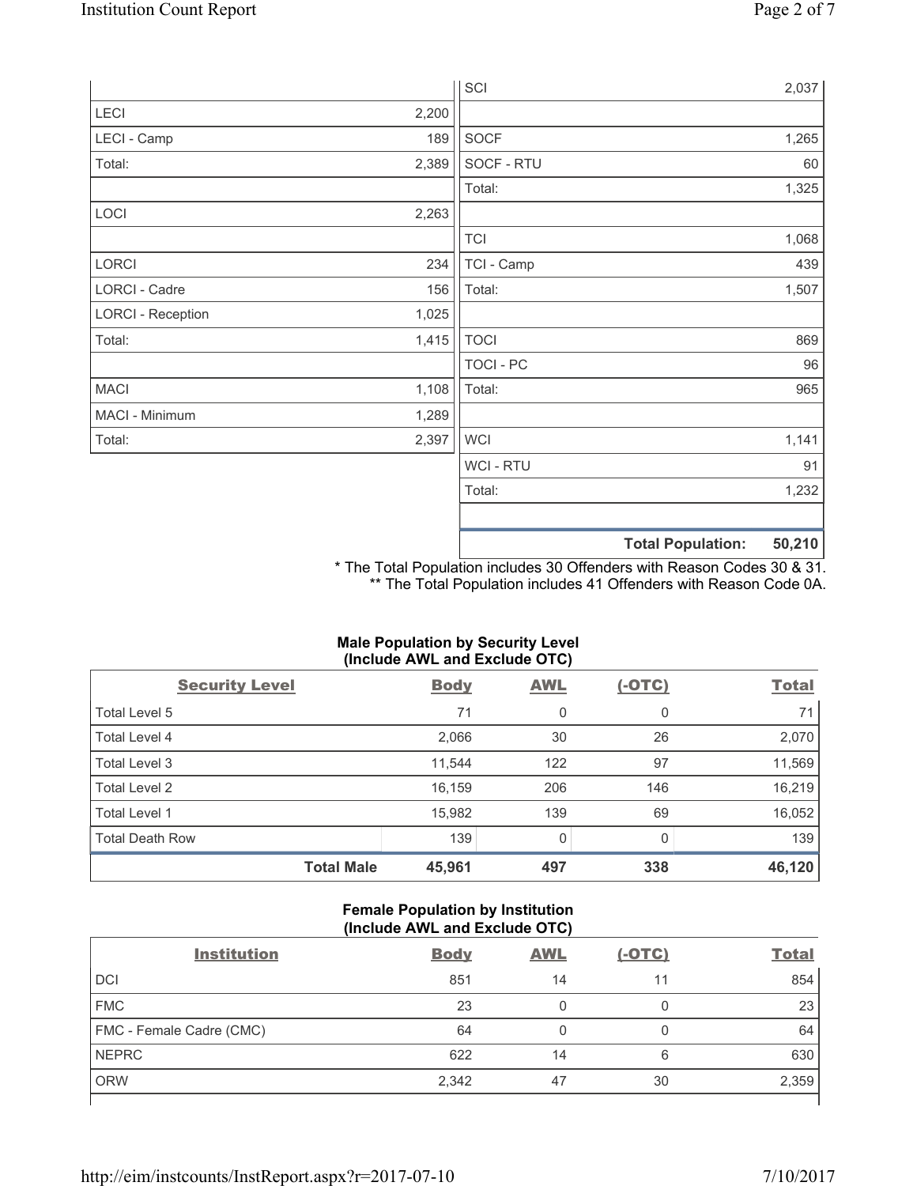| | | | |
|---|---|---|---|
| | | SCI | 2,037 |
| LECI | 2,200 | | |
| LECI - Camp | 189 | SOCF | 1,265 |
| Total: | 2,389 | SOCF - RTU | 60 |
| | | Total: | 1,325 |
| LOCI | 2,263 | | |
| | | TCI | 1,068 |
| LORCI | 234 | TCI - Camp | 439 |
| LORCI - Cadre | 156 | Total: | 1,507 |
| LORCI - Reception | 1,025 | | |
| Total: | 1,415 | TOCI | 869 |
| | | TOCI - PC | 96 |
| MACI | 1,108 | Total: | 965 |
| MACI - Minimum | 1,289 | | |
| Total: | 2,397 | WCI | 1,141 |
| | | WCI - RTU | 91 |
| | | Total: | 1,232 |
| | | | |
| | | **Total Population:** | **50,210** |

* The Total Population includes 30 Offenders with Reason Codes 30 & 31.
** The Total Population includes 41 Offenders with Reason Code 0A.

### Male Population by Security Level (Include AWL and Exclude OTC)

| Security Level | Body | AWL | (-OTC) | Total |
|---|---|---|---|---|
| Total Level 5 | 71 | 0 | 0 | 71 |
| Total Level 4 | 2,066 | 30 | 26 | 2,070 |
| Total Level 3 | 11,544 | 122 | 97 | 11,569 |
| Total Level 2 | 16,159 | 206 | 146 | 16,219 |
| Total Level 1 | 15,982 | 139 | 69 | 16,052 |
| Total Death Row | 139 | 0 | 0 | 139 |
| **Total Male** | **45,961** | **497** | **338** | **46,120** |

### Female Population by Institution (Include AWL and Exclude OTC)

| Institution | Body | AWL | (-OTC) | Total |
|---|---|---|---|---|
| DCI | 851 | 14 | 11 | 854 |
| FMC | 23 | 0 | 0 | 23 |
| FMC - Female Cadre (CMC) | 64 | 0 | 0 | 64 |
| NEPRC | 622 | 14 | 6 | 630 |
| ORW | 2,342 | 47 | 30 | 2,359 |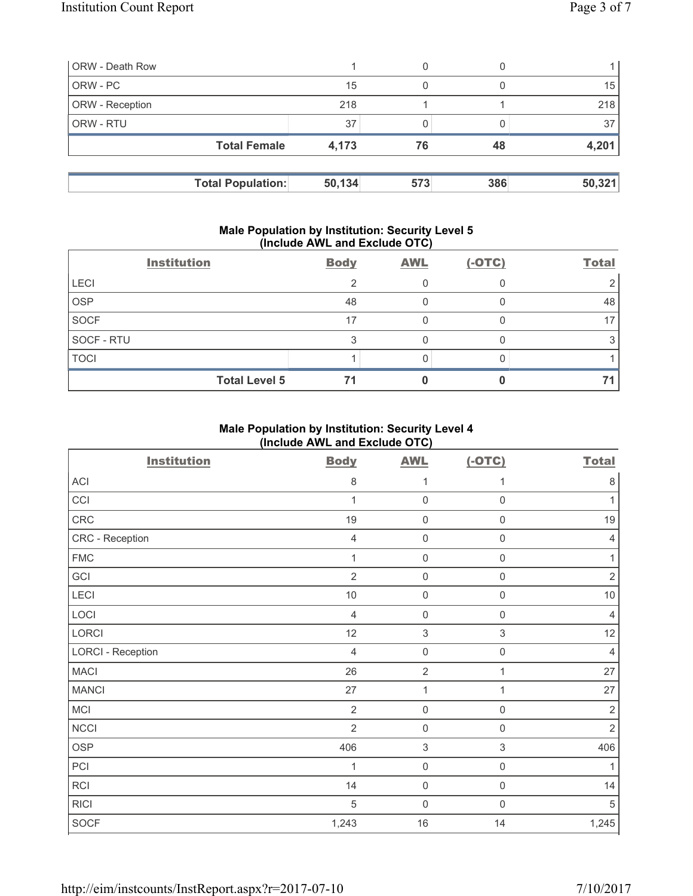| | | | | |
|---|---|---|---|---|
| ORW - Death Row | 1 | 0 | 0 | 1 |
| ORW - PC | 15 | 0 | 0 | 15 |
| ORW - Reception | 218 | 1 | 1 | 218 |
| ORW - RTU | 37 | 0 | 0 | 37 |
| **Total Female** | **4,173** | **76** | **48** | **4,201** |

| | | | | |
|---|---|---|---|---|
| **Total Population:** | **50,134** | **573** | **386** | **50,321** |

**Male Population by Institution: Security Level 5 (Include AWL and Exclude OTC)**

| Institution | Body | AWL | (-OTC) | Total |
|---|---|---|---|---|
| LECI | 2 | 0 | 0 | 2 |
| OSP | 48 | 0 | 0 | 48 |
| SOCF | 17 | 0 | 0 | 17 |
| SOCF - RTU | 3 | 0 | 0 | 3 |
| TOCI | 1 | 0 | 0 | 1 |
| **Total Level 5** | **71** | **0** | **0** | **71** |

**Male Population by Institution: Security Level 4 (Include AWL and Exclude OTC)**

| Institution | Body | AWL | (-OTC) | Total |
|---|---|---|---|---|
| ACI | 8 | 1 | 1 | 8 |
| CCI | 1 | 0 | 0 | 1 |
| CRC | 19 | 0 | 0 | 19 |
| CRC - Reception | 4 | 0 | 0 | 4 |
| FMC | 1 | 0 | 0 | 1 |
| GCI | 2 | 0 | 0 | 2 |
| LECI | 10 | 0 | 0 | 10 |
| LOCI | 4 | 0 | 0 | 4 |
| LORCI | 12 | 3 | 3 | 12 |
| LORCI - Reception | 4 | 0 | 0 | 4 |
| MACI | 26 | 2 | 1 | 27 |
| MANCI | 27 | 1 | 1 | 27 |
| MCI | 2 | 0 | 0 | 2 |
| NCCI | 2 | 0 | 0 | 2 |
| OSP | 406 | 3 | 3 | 406 |
| PCI | 1 | 0 | 0 | 1 |
| RCI | 14 | 0 | 0 | 14 |
| RICI | 5 | 0 | 0 | 5 |
| SOCF | 1,243 | 16 | 14 | 1,245 |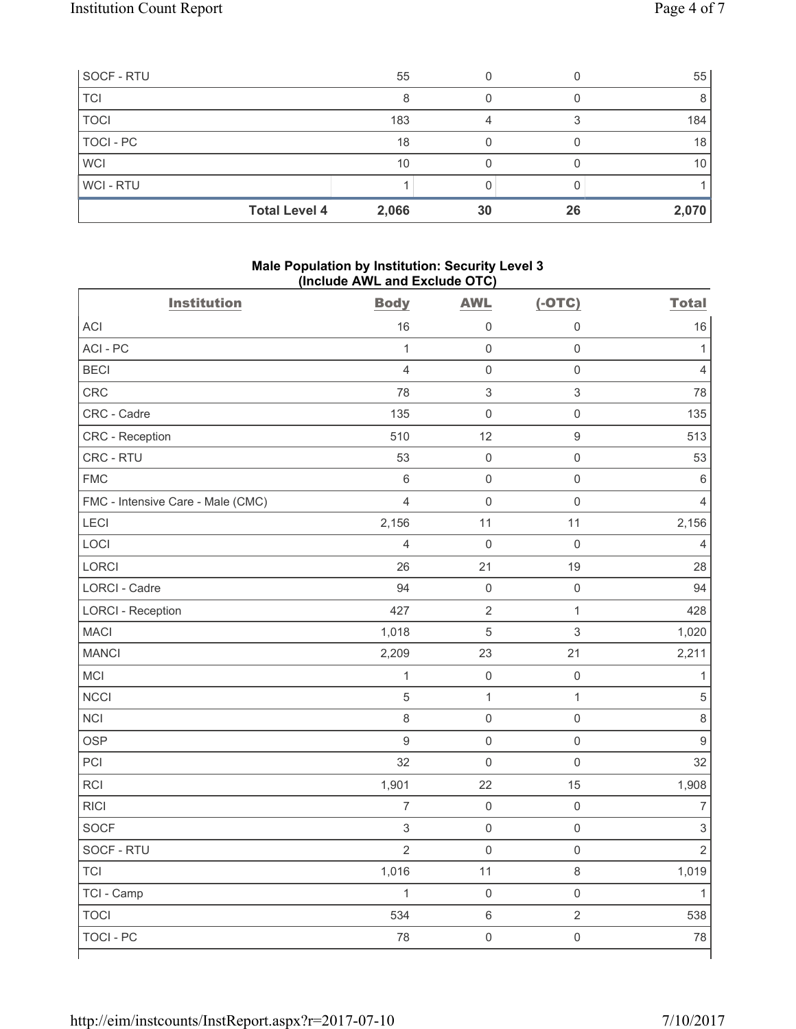| | Body | AWL | (-OTC) | Total |
|---|---|---|---|---|
| SOCF - RTU | 55 | 0 | 0 | 55 |
| TCI | 8 | 0 | 0 | 8 |
| TOCI | 183 | 4 | 3 | 184 |
| TOCI - PC | 18 | 0 | 0 | 18 |
| WCI | 10 | 0 | 0 | 10 |
| WCI - RTU | 1 | 0 | 0 | 1 |
| **Total Level 4** | **2,066** | **30** | **26** | **2,070** |

**Male Population by Institution: Security Level 3 (Include AWL and Exclude OTC)**

| Institution | Body | AWL | (-OTC) | Total |
|---|---|---|---|---|
| ACI | 16 | 0 | 0 | 16 |
| ACI - PC | 1 | 0 | 0 | 1 |
| BECI | 4 | 0 | 0 | 4 |
| CRC | 78 | 3 | 3 | 78 |
| CRC - Cadre | 135 | 0 | 0 | 135 |
| CRC - Reception | 510 | 12 | 9 | 513 |
| CRC - RTU | 53 | 0 | 0 | 53 |
| FMC | 6 | 0 | 0 | 6 |
| FMC - Intensive Care - Male (CMC) | 4 | 0 | 0 | 4 |
| LECI | 2,156 | 11 | 11 | 2,156 |
| LOCI | 4 | 0 | 0 | 4 |
| LORCI | 26 | 21 | 19 | 28 |
| LORCI - Cadre | 94 | 0 | 0 | 94 |
| LORCI - Reception | 427 | 2 | 1 | 428 |
| MACI | 1,018 | 5 | 3 | 1,020 |
| MANCI | 2,209 | 23 | 21 | 2,211 |
| MCI | 1 | 0 | 0 | 1 |
| NCCI | 5 | 1 | 1 | 5 |
| NCI | 8 | 0 | 0 | 8 |
| OSP | 9 | 0 | 0 | 9 |
| PCI | 32 | 0 | 0 | 32 |
| RCI | 1,901 | 22 | 15 | 1,908 |
| RICI | 7 | 0 | 0 | 7 |
| SOCF | 3 | 0 | 0 | 3 |
| SOCF - RTU | 2 | 0 | 0 | 2 |
| TCI | 1,016 | 11 | 8 | 1,019 |
| TCI - Camp | 1 | 0 | 0 | 1 |
| TOCI | 534 | 6 | 2 | 538 |
| TOCI - PC | 78 | 0 | 0 | 78 |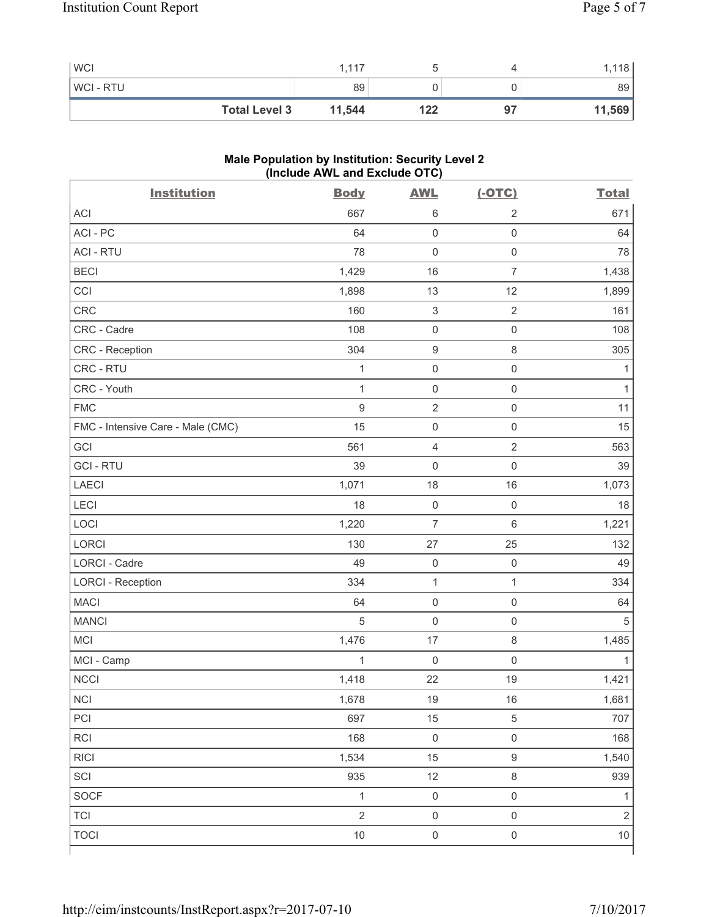| | | | | |
|---|---|---|---|---|
| WCI | 1,117 | 5 | 4 | 1,118 |
| WCI - RTU | 89 | 0 | 0 | 89 |
| **Total Level 3** | **11,544** | **122** | **97** | **11,569** |

**Male Population by Institution: Security Level 2 (Include AWL and Exclude OTC)**

| Institution | Body | AWL | (-OTC) | Total |
|---|---|---|---|---|
| ACI | 667 | 6 | 2 | 671 |
| ACI - PC | 64 | 0 | 0 | 64 |
| ACI - RTU | 78 | 0 | 0 | 78 |
| BECI | 1,429 | 16 | 7 | 1,438 |
| CCI | 1,898 | 13 | 12 | 1,899 |
| CRC | 160 | 3 | 2 | 161 |
| CRC - Cadre | 108 | 0 | 0 | 108 |
| CRC - Reception | 304 | 9 | 8 | 305 |
| CRC - RTU | 1 | 0 | 0 | 1 |
| CRC - Youth | 1 | 0 | 0 | 1 |
| FMC | 9 | 2 | 0 | 11 |
| FMC - Intensive Care - Male (CMC) | 15 | 0 | 0 | 15 |
| GCI | 561 | 4 | 2 | 563 |
| GCI - RTU | 39 | 0 | 0 | 39 |
| LAECI | 1,071 | 18 | 16 | 1,073 |
| LECI | 18 | 0 | 0 | 18 |
| LOCI | 1,220 | 7 | 6 | 1,221 |
| LORCI | 130 | 27 | 25 | 132 |
| LORCI - Cadre | 49 | 0 | 0 | 49 |
| LORCI - Reception | 334 | 1 | 1 | 334 |
| MACI | 64 | 0 | 0 | 64 |
| MANCI | 5 | 0 | 0 | 5 |
| MCI | 1,476 | 17 | 8 | 1,485 |
| MCI - Camp | 1 | 0 | 0 | 1 |
| NCCI | 1,418 | 22 | 19 | 1,421 |
| NCI | 1,678 | 19 | 16 | 1,681 |
| PCI | 697 | 15 | 5 | 707 |
| RCI | 168 | 0 | 0 | 168 |
| RICI | 1,534 | 15 | 9 | 1,540 |
| SCI | 935 | 12 | 8 | 939 |
| SOCF | 1 | 0 | 0 | 1 |
| TCI | 2 | 0 | 0 | 2 |
| TOCI | 10 | 0 | 0 | 10 |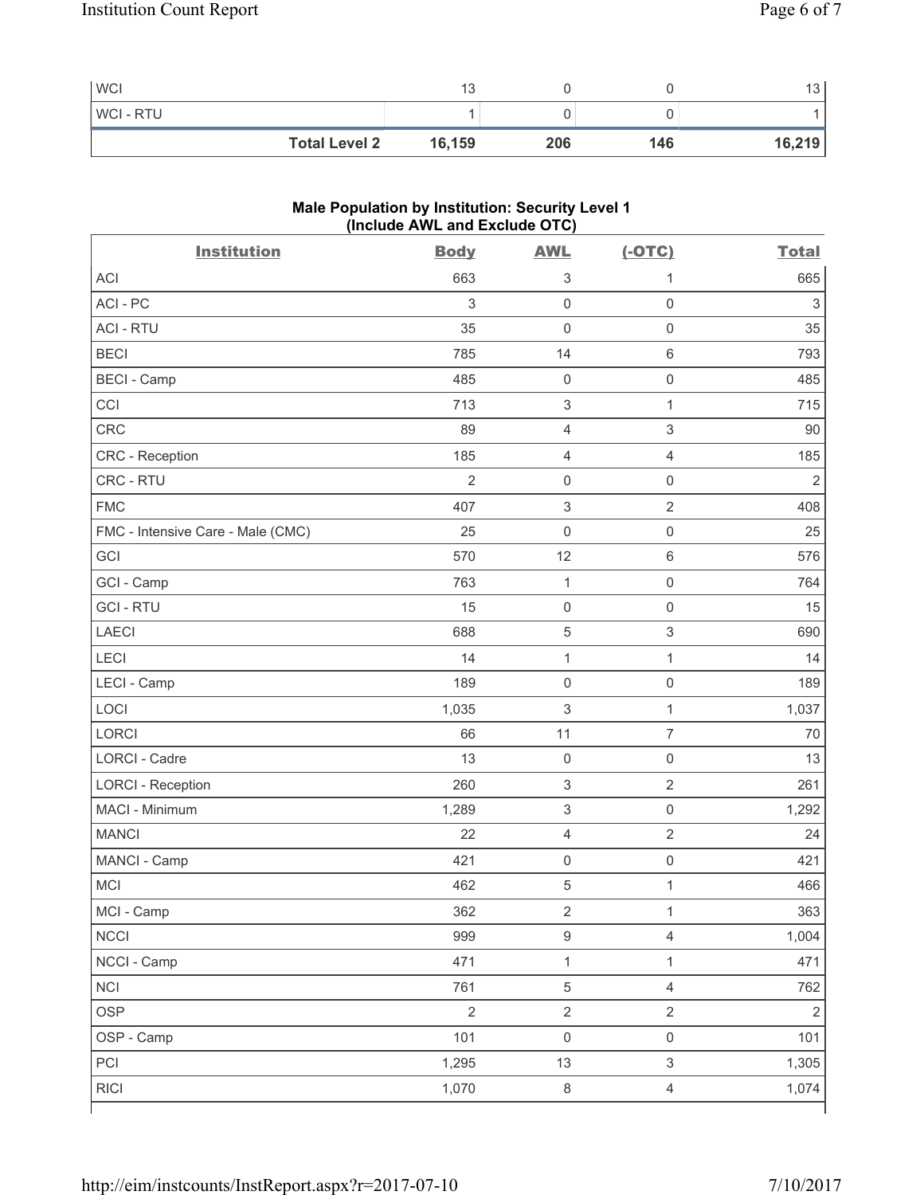| | | | | |
|---|---|---|---|---|
| WCI | 13 | 0 | 0 | 13 |
| WCI - RTU | 1 | 0 | 0 | 1 |
| **Total Level 2** | **16,159** | **206** | **146** | **16,219** |

**Male Population by Institution: Security Level 1 (Include AWL and Exclude OTC)**

| Institution | Body | AWL | (-OTC) | Total |
|---|---|---|---|---|
| ACI | 663 | 3 | 1 | 665 |
| ACI - PC | 3 | 0 | 0 | 3 |
| ACI - RTU | 35 | 0 | 0 | 35 |
| BECI | 785 | 14 | 6 | 793 |
| BECI - Camp | 485 | 0 | 0 | 485 |
| CCI | 713 | 3 | 1 | 715 |
| CRC | 89 | 4 | 3 | 90 |
| CRC - Reception | 185 | 4 | 4 | 185 |
| CRC - RTU | 2 | 0 | 0 | 2 |
| FMC | 407 | 3 | 2 | 408 |
| FMC - Intensive Care - Male (CMC) | 25 | 0 | 0 | 25 |
| GCI | 570 | 12 | 6 | 576 |
| GCI - Camp | 763 | 1 | 0 | 764 |
| GCI - RTU | 15 | 0 | 0 | 15 |
| LAECI | 688 | 5 | 3 | 690 |
| LECI | 14 | 1 | 1 | 14 |
| LECI - Camp | 189 | 0 | 0 | 189 |
| LOCI | 1,035 | 3 | 1 | 1,037 |
| LORCI | 66 | 11 | 7 | 70 |
| LORCI - Cadre | 13 | 0 | 0 | 13 |
| LORCI - Reception | 260 | 3 | 2 | 261 |
| MACI - Minimum | 1,289 | 3 | 0 | 1,292 |
| MANCI | 22 | 4 | 2 | 24 |
| MANCI - Camp | 421 | 0 | 0 | 421 |
| MCI | 462 | 5 | 1 | 466 |
| MCI - Camp | 362 | 2 | 1 | 363 |
| NCCI | 999 | 9 | 4 | 1,004 |
| NCCI - Camp | 471 | 1 | 1 | 471 |
| NCI | 761 | 5 | 4 | 762 |
| OSP | 2 | 2 | 2 | 2 |
| OSP - Camp | 101 | 0 | 0 | 101 |
| PCI | 1,295 | 13 | 3 | 1,305 |
| RICI | 1,070 | 8 | 4 | 1,074 |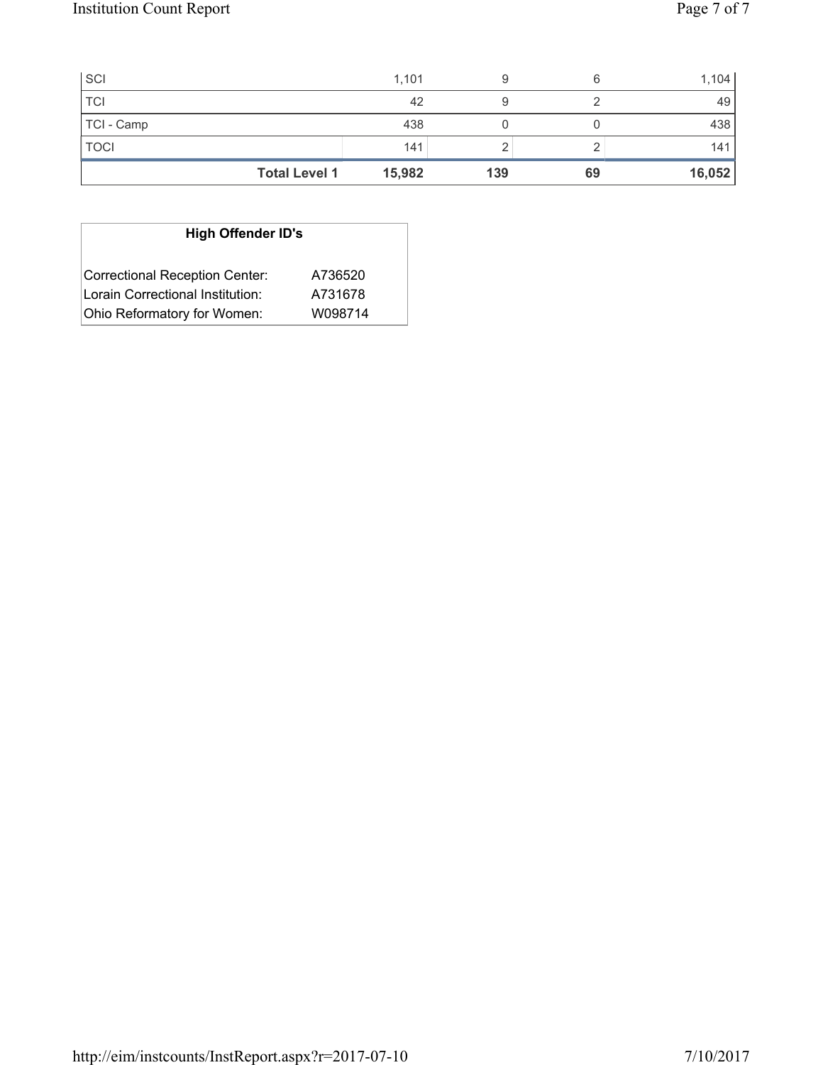| | | | | |
|---|---|---|---|---|
| SCI | 1,101 | 9 | 6 | 1,104 |
| TCI | 42 | 9 | 2 | 49 |
| TCI - Camp | 438 | 0 | 0 | 438 |
| TOCI | 141 | 2 | 2 | 141 |
| **Total Level 1** | **15,982** | **139** | **69** | **16,052** |

| High Offender ID's | |
|---|---|
| Correctional Reception Center: | A736520 |
| Lorain Correctional Institution: | A731678 |
| Ohio Reformatory for Women: | W098714 |